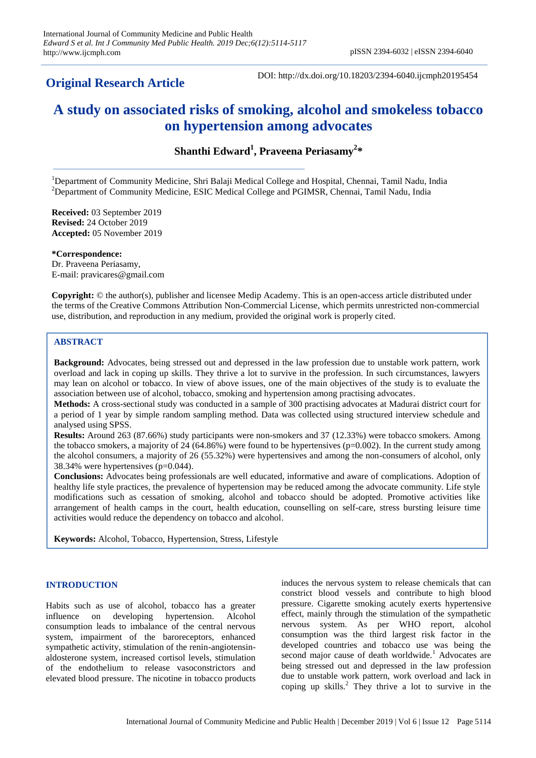**Original Research Article**

DOI: http://dx.doi.org/10.18203/2394-6040.ijcmph20195454

# A study on associated risks of smoking, alcohol and smokeless tobacco on hypertension among advocates

**Shanthi Edward[1], Praveena Periasamy[2]***

[1]Department of Community Medicine, Shri Balaji Medical College and Hospital, Chennai, Tamil Nadu, India
[2]Department of Community Medicine, ESIC Medical College and PGIMSR, Chennai, Tamil Nadu, India

**Received:** 03 September 2019
**Revised:** 24 October 2019
**Accepted:** 05 November 2019

***Correspondence:**
Dr. Praveena Periasamy,
E-mail: pravicares@gmail.com

**Copyright:** © the author(s), publisher and licensee Medip Academy. This is an open-access article distributed under the terms of the Creative Commons Attribution Non-Commercial License, which permits unrestricted non-commercial use, distribution, and reproduction in any medium, provided the original work is properly cited.

## ABSTRACT

**Background:** Advocates, being stressed out and depressed in the law profession due to unstable work pattern, work overload and lack in coping up skills. They thrive a lot to survive in the profession. In such circumstances, lawyers may lean on alcohol or tobacco. In view of above issues, one of the main objectives of the study is to evaluate the association between use of alcohol, tobacco, smoking and hypertension among practising advocates.

**Methods:** A cross-sectional study was conducted in a sample of 300 practising advocates at Madurai district court for a period of 1 year by simple random sampling method. Data was collected using structured interview schedule and analysed using SPSS.

**Results:** Around 263 (87.66%) study participants were non-smokers and 37 (12.33%) were tobacco smokers. Among the tobacco smokers, a majority of 24 (64.86%) were found to be hypertensives (p=0.002). In the current study among the alcohol consumers, a majority of 26 (55.32%) were hypertensives and among the non-consumers of alcohol, only 38.34% were hypertensives (p=0.044).

**Conclusions:** Advocates being professionals are well educated, informative and aware of complications. Adoption of healthy life style practices, the prevalence of hypertension may be reduced among the advocate community. Life style modifications such as cessation of smoking, alcohol and tobacco should be adopted. Promotive activities like arrangement of health camps in the court, health education, counselling on self-care, stress bursting leisure time activities would reduce the dependency on tobacco and alcohol.

**Keywords:** Alcohol, Tobacco, Hypertension, Stress, Lifestyle

## INTRODUCTION

Habits such as use of alcohol, tobacco has a greater influence on developing hypertension. Alcohol consumption leads to imbalance of the central nervous system, impairment of the baroreceptors, enhanced sympathetic activity, stimulation of the renin-angiotensin-aldosterone system, increased cortisol levels, stimulation of the endothelium to release vasoconstrictors and elevated blood pressure. The nicotine in tobacco products induces the nervous system to release chemicals that can constrict blood vessels and contribute to high blood pressure. Cigarette smoking acutely exerts hypertensive effect, mainly through the stimulation of the sympathetic nervous system. As per WHO report, alcohol consumption was the third largest risk factor in the developed countries and tobacco use was being the second major cause of death worldwide.[1] Advocates are being stressed out and depressed in the law profession due to unstable work pattern, work overload and lack in coping up skills.[2] They thrive a lot to survive in the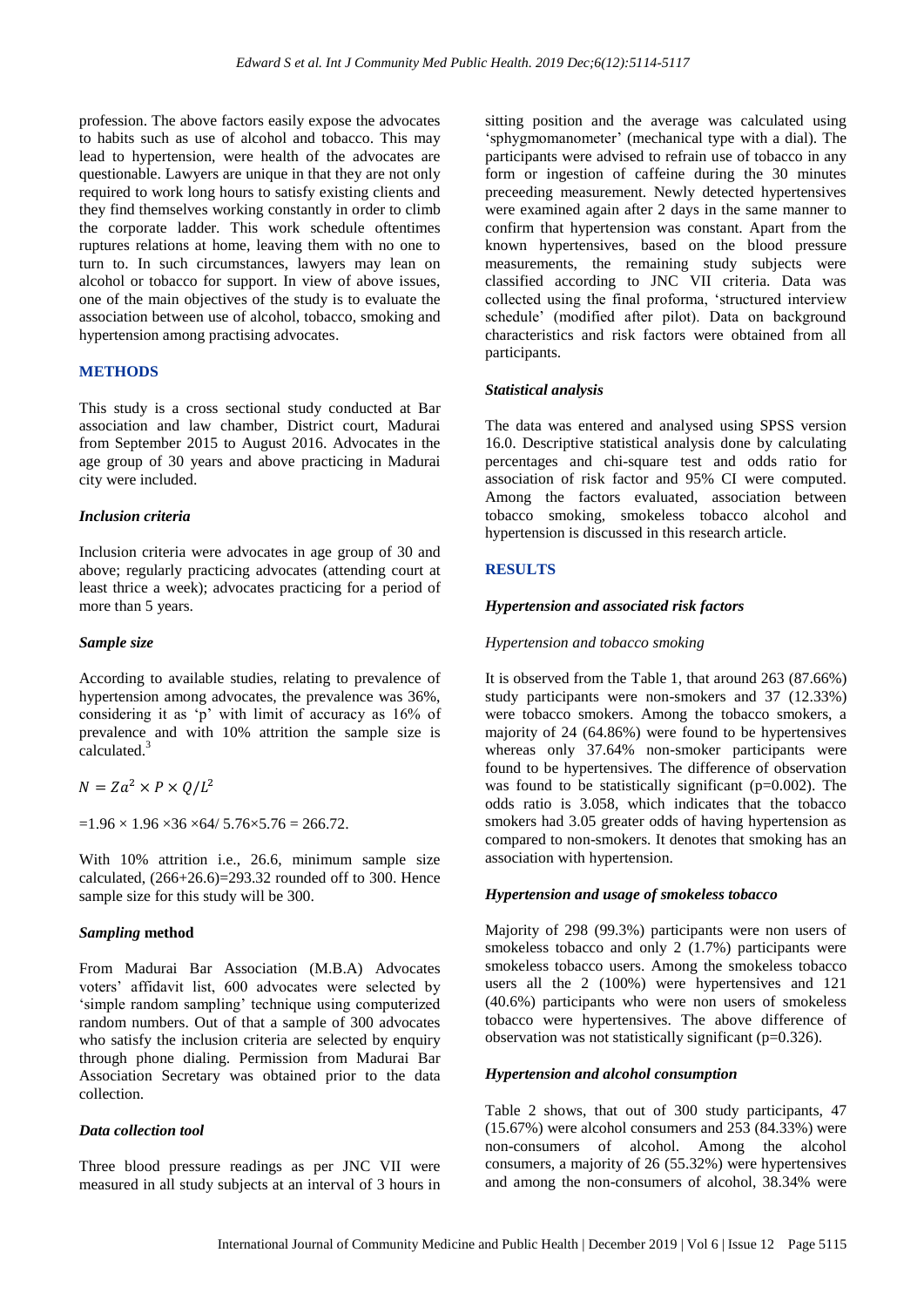profession. The above factors easily expose the advocates to habits such as use of alcohol and tobacco. This may lead to hypertension, were health of the advocates are questionable. Lawyers are unique in that they are not only required to work long hours to satisfy existing clients and they find themselves working constantly in order to climb the corporate ladder. This work schedule oftentimes ruptures relations at home, leaving them with no one to turn to. In such circumstances, lawyers may lean on alcohol or tobacco for support. In view of above issues, one of the main objectives of the study is to evaluate the association between use of alcohol, tobacco, smoking and hypertension among practising advocates.

## METHODS

This study is a cross sectional study conducted at Bar association and law chamber, District court, Madurai from September 2015 to August 2016. Advocates in the age group of 30 years and above practicing in Madurai city were included.

### *Inclusion criteria*

Inclusion criteria were advocates in age group of 30 and above; regularly practicing advocates (attending court at least thrice a week); advocates practicing for a period of more than 5 years.

### *Sample size*

According to available studies, relating to prevalence of hypertension among advocates, the prevalence was 36%, considering it as 'p' with limit of accuracy as 16% of prevalence and with 10% attrition the sample size is calculated.[3]

$$N = Za^2 \times P \times Q/L^2$$

$=1.96 \times 1.96 \times 36 \times 64/\ 5.76 \times 5.76 = 266.72.$

With 10% attrition i.e., 26.6, minimum sample size calculated, (266+26.6)=293.32 rounded off to 300. Hence sample size for this study will be 300.

### *Sampling* method

From Madurai Bar Association (M.B.A) Advocates voters' affidavit list, 600 advocates were selected by 'simple random sampling' technique using computerized random numbers. Out of that a sample of 300 advocates who satisfy the inclusion criteria are selected by enquiry through phone dialing. Permission from Madurai Bar Association Secretary was obtained prior to the data collection.

### *Data collection tool*

Three blood pressure readings as per JNC VII were measured in all study subjects at an interval of 3 hours in sitting position and the average was calculated using 'sphygmomanometer' (mechanical type with a dial). The participants were advised to refrain use of tobacco in any form or ingestion of caffeine during the 30 minutes preceeding measurement. Newly detected hypertensives were examined again after 2 days in the same manner to confirm that hypertension was constant. Apart from the known hypertensives, based on the blood pressure measurements, the remaining study subjects were classified according to JNC VII criteria. Data was collected using the final proforma, 'structured interview schedule' (modified after pilot). Data on background characteristics and risk factors were obtained from all participants.

### *Statistical analysis*

The data was entered and analysed using SPSS version 16.0. Descriptive statistical analysis done by calculating percentages and chi-square test and odds ratio for association of risk factor and 95% CI were computed. Among the factors evaluated, association between tobacco smoking, smokeless tobacco alcohol and hypertension is discussed in this research article.

## RESULTS

### *Hypertension and associated risk factors*

#### *Hypertension and tobacco smoking*

It is observed from the Table 1, that around 263 (87.66%) study participants were non-smokers and 37 (12.33%) were tobacco smokers. Among the tobacco smokers, a majority of 24 (64.86%) were found to be hypertensives whereas only 37.64% non-smoker participants were found to be hypertensives. The difference of observation was found to be statistically significant (p=0.002). The odds ratio is 3.058, which indicates that the tobacco smokers had 3.05 greater odds of having hypertension as compared to non-smokers. It denotes that smoking has an association with hypertension.

#### *Hypertension and usage of smokeless tobacco*

Majority of 298 (99.3%) participants were non users of smokeless tobacco and only 2 (1.7%) participants were smokeless tobacco users. Among the smokeless tobacco users all the 2 (100%) were hypertensives and 121 (40.6%) participants who were non users of smokeless tobacco were hypertensives. The above difference of observation was not statistically significant (p=0.326).

#### *Hypertension and alcohol consumption*

Table 2 shows, that out of 300 study participants, 47 (15.67%) were alcohol consumers and 253 (84.33%) were non-consumers of alcohol. Among the alcohol consumers, a majority of 26 (55.32%) were hypertensives and among the non-consumers of alcohol, 38.34% were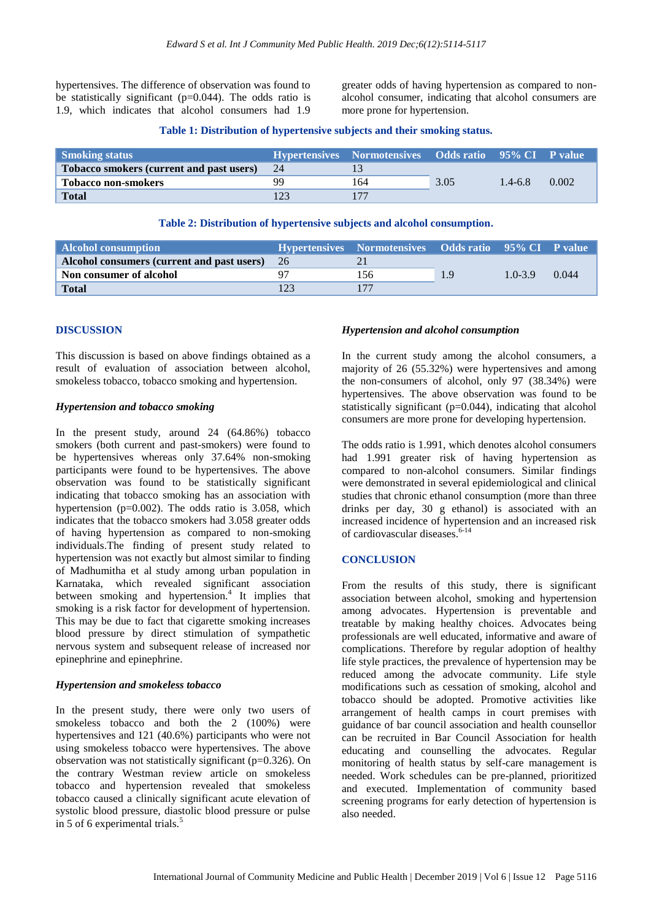hypertensives. The difference of observation was found to be statistically significant (p=0.044). The odds ratio is 1.9, which indicates that alcohol consumers had 1.9 greater odds of having hypertension as compared to non-alcohol consumer, indicating that alcohol consumers are more prone for hypertension.

**Table 1: Distribution of hypertensive subjects and their smoking status.**

| Smoking status | Hypertensives | Normotensives | Odds ratio | 95% CI | P value |
|---|---|---|---|---|---|
| **Tobacco smokers (current and past users)** | 24 | 13 | 3.05 | 1.4-6.8 | 0.002 |
| **Tobacco non-smokers** | 99 | 164 | | | |
| **Total** | 123 | 177 | | | |

**Table 2: Distribution of hypertensive subjects and alcohol consumption.**

| Alcohol consumption | Hypertensives | Normotensives | Odds ratio | 95% CI | P value |
|---|---|---|---|---|---|
| **Alcohol consumers (current and past users)** | 26 | 21 | 1.9 | 1.0-3.9 | 0.044 |
| **Non consumer of alcohol** | 97 | 156 | | | |
| **Total** | 123 | 177 | | | |

## DISCUSSION

This discussion is based on above findings obtained as a result of evaluation of association between alcohol, smokeless tobacco, tobacco smoking and hypertension.

### *Hypertension and tobacco smoking*

In the present study, around 24 (64.86%) tobacco smokers (both current and past-smokers) were found to be hypertensives whereas only 37.64% non-smoking participants were found to be hypertensives. The above observation was found to be statistically significant indicating that tobacco smoking has an association with hypertension (p=0.002). The odds ratio is 3.058, which indicates that the tobacco smokers had 3.058 greater odds of having hypertension as compared to non-smoking individuals.The finding of present study related to hypertension was not exactly but almost similar to finding of Madhumitha et al study among urban population in Karnataka, which revealed significant association between smoking and hypertension.[4] It implies that smoking is a risk factor for development of hypertension. This may be due to fact that cigarette smoking increases blood pressure by direct stimulation of sympathetic nervous system and subsequent release of increased nor epinephrine and epinephrine.

### *Hypertension and smokeless tobacco*

In the present study, there were only two users of smokeless tobacco and both the 2 (100%) were hypertensives and 121 (40.6%) participants who were not using smokeless tobacco were hypertensives. The above observation was not statistically significant (p=0.326). On the contrary Westman review article on smokeless tobacco and hypertension revealed that smokeless tobacco caused a clinically significant acute elevation of systolic blood pressure, diastolic blood pressure or pulse in 5 of 6 experimental trials.[5]

### *Hypertension and alcohol consumption*

In the current study among the alcohol consumers, a majority of 26 (55.32%) were hypertensives and among the non-consumers of alcohol, only 97 (38.34%) were hypertensives. The above observation was found to be statistically significant (p=0.044), indicating that alcohol consumers are more prone for developing hypertension.

The odds ratio is 1.991, which denotes alcohol consumers had 1.991 greater risk of having hypertension as compared to non-alcohol consumers. Similar findings were demonstrated in several epidemiological and clinical studies that chronic ethanol consumption (more than three drinks per day, 30 g ethanol) is associated with an increased incidence of hypertension and an increased risk of cardiovascular diseases.[6-14]

## CONCLUSION

From the results of this study, there is significant association between alcohol, smoking and hypertension among advocates. Hypertension is preventable and treatable by making healthy choices. Advocates being professionals are well educated, informative and aware of complications. Therefore by regular adoption of healthy life style practices, the prevalence of hypertension may be reduced among the advocate community. Life style modifications such as cessation of smoking, alcohol and tobacco should be adopted. Promotive activities like arrangement of health camps in court premises with guidance of bar council association and health counsellor can be recruited in Bar Council Association for health educating and counselling the advocates. Regular monitoring of health status by self-care management is needed. Work schedules can be pre-planned, prioritized and executed. Implementation of community based screening programs for early detection of hypertension is also needed.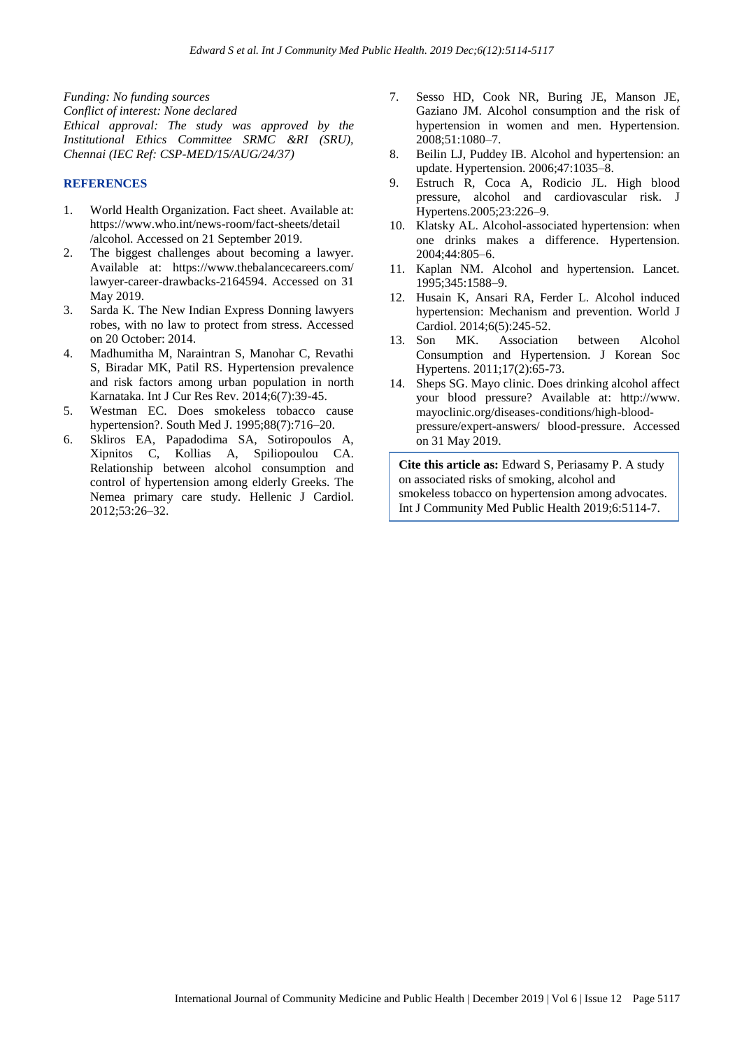*Funding: No funding sources*
*Conflict of interest: None declared*
*Ethical approval: The study was approved by the Institutional Ethics Committee SRMC &RI (SRU), Chennai (IEC Ref: CSP-MED/15/AUG/24/37)*

## REFERENCES

1. World Health Organization. Fact sheet. Available at: https://www.who.int/news-room/fact-sheets/detail/alcohol. Accessed on 21 September 2019.
2. The biggest challenges about becoming a lawyer. Available at: https://www.thebalancecareers.com/lawyer-career-drawbacks-2164594. Accessed on 31 May 2019.
3. Sarda K. The New Indian Express Donning lawyers robes, with no law to protect from stress. Accessed on 20 October: 2014.
4. Madhumitha M, Naraintran S, Manohar C, Revathi S, Biradar MK, Patil RS. Hypertension prevalence and risk factors among urban population in north Karnataka. Int J Cur Res Rev. 2014;6(7):39-45.
5. Westman EC. Does smokeless tobacco cause hypertension?. South Med J. 1995;88(7):716–20.
6. Skliros EA, Papadodima SA, Sotiropoulos A, Xipnitos C, Kollias A, Spiliopoulou CA. Relationship between alcohol consumption and control of hypertension among elderly Greeks. The Nemea primary care study. Hellenic J Cardiol. 2012;53:26–32.
7. Sesso HD, Cook NR, Buring JE, Manson JE, Gaziano JM. Alcohol consumption and the risk of hypertension in women and men. Hypertension. 2008;51:1080–7.
8. Beilin LJ, Puddey IB. Alcohol and hypertension: an update. Hypertension. 2006;47:1035–8.
9. Estruch R, Coca A, Rodicio JL. High blood pressure, alcohol and cardiovascular risk. J Hypertens.2005;23:226–9.
10. Klatsky AL. Alcohol-associated hypertension: when one drinks makes a difference. Hypertension. 2004;44:805–6.
11. Kaplan NM. Alcohol and hypertension. Lancet. 1995;345:1588–9.
12. Husain K, Ansari RA, Ferder L. Alcohol induced hypertension: Mechanism and prevention. World J Cardiol. 2014;6(5):245-52.
13. Son MK. Association between Alcohol Consumption and Hypertension. J Korean Soc Hypertens. 2011;17(2):65-73.
14. Sheps SG. Mayo clinic. Does drinking alcohol affect your blood pressure? Available at: http://www.mayoclinic.org/diseases-conditions/high-blood-pressure/expert-answers/ blood-pressure. Accessed on 31 May 2019.

**Cite this article as:** Edward S, Periasamy P. A study on associated risks of smoking, alcohol and smokeless tobacco on hypertension among advocates. Int J Community Med Public Health 2019;6:5114-7.